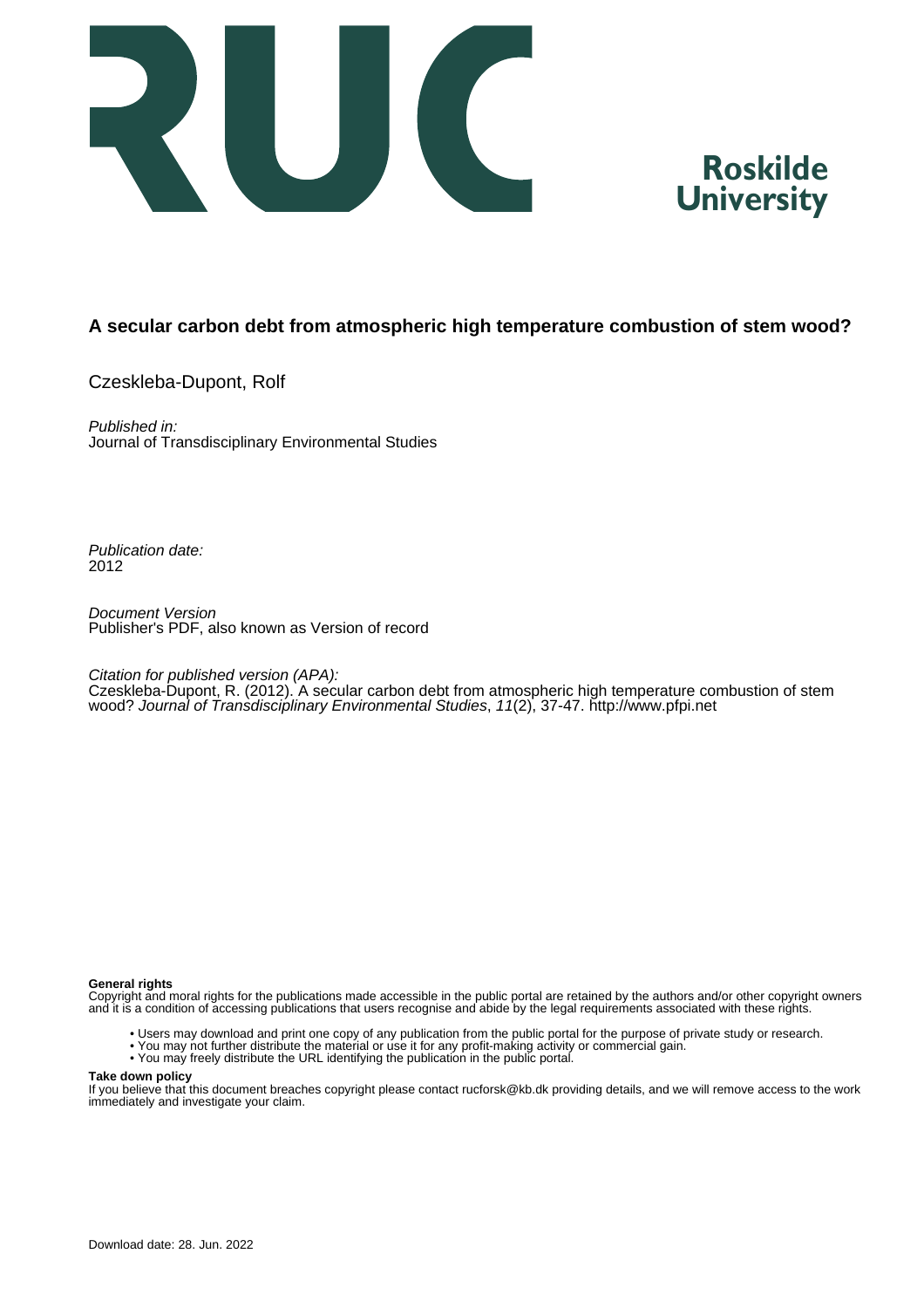# A secular carbon debt from atmospheric high temperature combustion of stem wood?

Czeskleba-Dupont, Rolf

*Published in:*
Journal of Transdisciplinary Environmental Studies

*Publication date:*
2012

*Document Version*
Publisher's PDF, also known as Version of record

*Citation for published version (APA):*
Czeskleba-Dupont, R. (2012). A secular carbon debt from atmospheric high temperature combustion of stem wood? *Journal of Transdisciplinary Environmental Studies*, *11*(2), 37-47. http://www.pfpi.net

**General rights**
Copyright and moral rights for the publications made accessible in the public portal are retained by the authors and/or other copyright owners and it is a condition of accessing publications that users recognise and abide by the legal requirements associated with these rights.

- Users may download and print one copy of any publication from the public portal for the purpose of private study or research.
- You may not further distribute the material or use it for any profit-making activity or commercial gain.
- You may freely distribute the URL identifying the publication in the public portal.

**Take down policy**
If you believe that this document breaches copyright please contact rucforsk@kb.dk providing details, and we will remove access to the work immediately and investigate your claim.

Download date: 28. Jun. 2022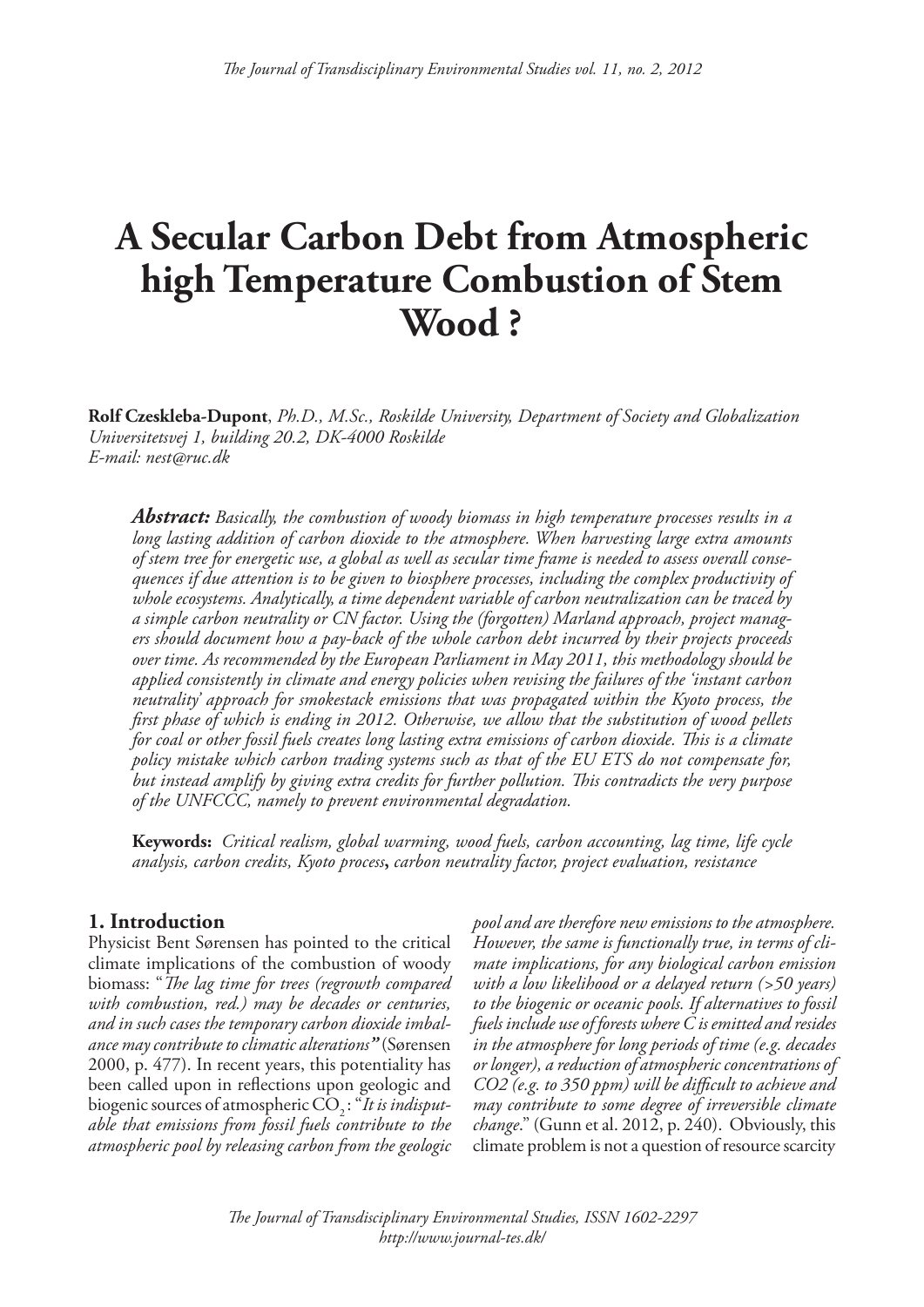# A Secular Carbon Debt from Atmospheric high Temperature Combustion of Stem Wood ?

**Rolf Czeskleba-Dupont**, *Ph.D., M.Sc., Roskilde University, Department of Society and Globalization Universitetsvej 1, building 20.2, DK-4000 Roskilde*
*E-mail: nest@ruc.dk*

***Abstract:*** *Basically, the combustion of woody biomass in high temperature processes results in a long lasting addition of carbon dioxide to the atmosphere. When harvesting large extra amounts of stem tree for energetic use, a global as well as secular time frame is needed to assess overall consequences if due attention is to be given to biosphere processes, including the complex productivity of whole ecosystems. Analytically, a time dependent variable of carbon neutralization can be traced by a simple carbon neutrality or CN factor. Using the (forgotten) Marland approach, project managers should document how a pay-back of the whole carbon debt incurred by their projects proceeds over time. As recommended by the European Parliament in May 2011, this methodology should be applied consistently in climate and energy policies when revising the failures of the 'instant carbon neutrality' approach for smokestack emissions that was propagated within the Kyoto process, the first phase of which is ending in 2012. Otherwise, we allow that the substitution of wood pellets for coal or other fossil fuels creates long lasting extra emissions of carbon dioxide. This is a climate policy mistake which carbon trading systems such as that of the EU ETS do not compensate for, but instead amplify by giving extra credits for further pollution. This contradicts the very purpose of the UNFCCC, namely to prevent environmental degradation.*

**Keywords:** *Critical realism, global warming, wood fuels, carbon accounting, lag time, life cycle analysis, carbon credits, Kyoto process***,** *carbon neutrality factor, project evaluation, resistance*

## 1. Introduction

Physicist Bent Sørensen has pointed to the critical climate implications of the combustion of woody biomass: "*The lag time for trees (regrowth compared with combustion, red.) may be decades or centuries, and in such cases the temporary carbon dioxide imbalance may contribute to climatic alterations***"** (Sørensen 2000, p. 477). In recent years, this potentiality has been called upon in reflections upon geologic and biogenic sources of atmospheric $CO_2$: "*It is indisputable that emissions from fossil fuels contribute to the atmospheric pool by releasing carbon from the geologic pool and are therefore new emissions to the atmosphere. However, the same is functionally true, in terms of climate implications, for any biological carbon emission with a low likelihood or a delayed return (>50 years) to the biogenic or oceanic pools. If alternatives to fossil fuels include use of forests where C is emitted and resides in the atmosphere for long periods of time (e.g. decades or longer), a reduction of atmospheric concentrations of CO2 (e.g. to 350 ppm) will be difficult to achieve and may contribute to some degree of irreversible climate change*." (Gunn et al. 2012, p. 240). Obviously, this climate problem is not a question of resource scarcity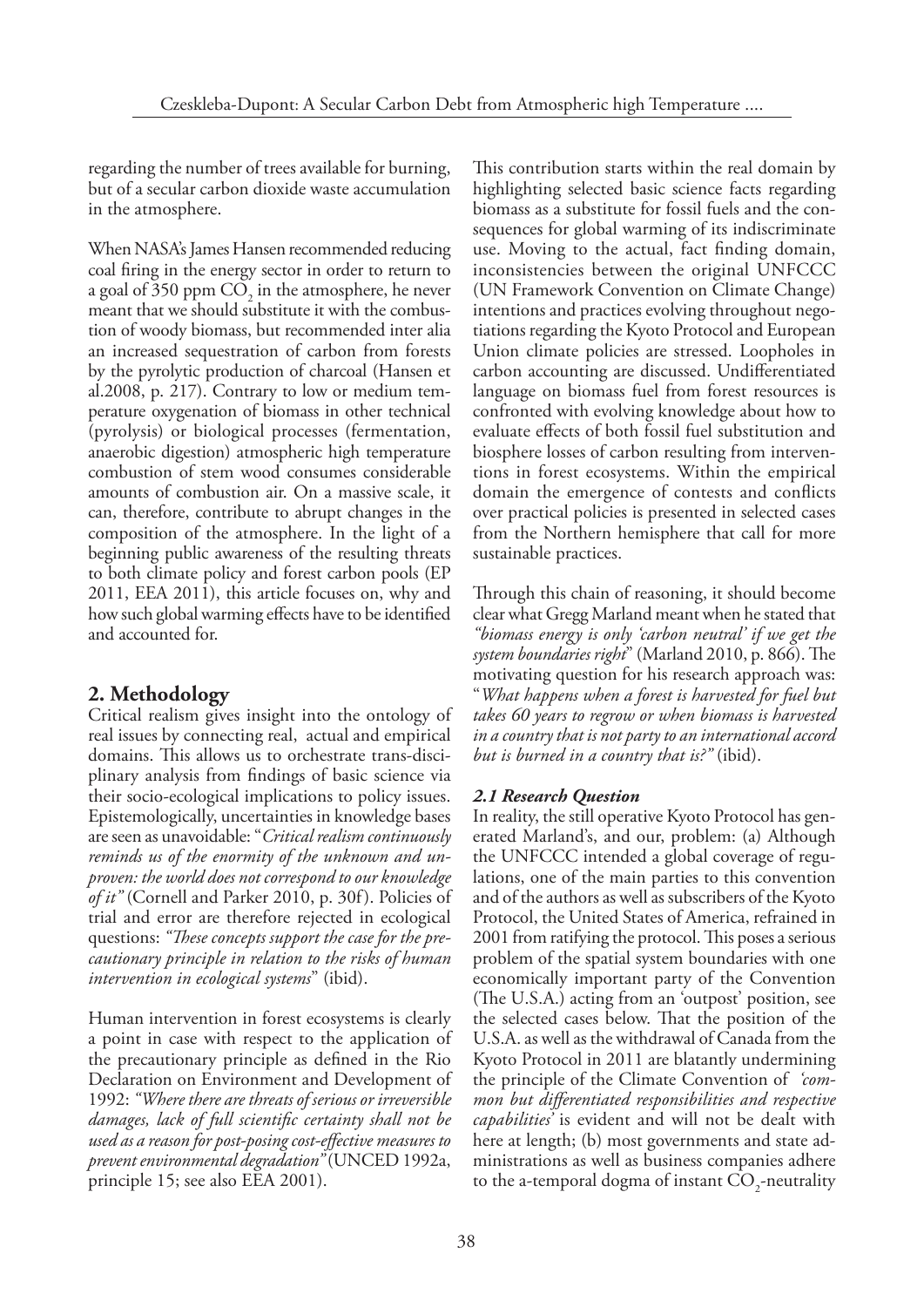regarding the number of trees available for burning, but of a secular carbon dioxide waste accumulation in the atmosphere.

When NASA's James Hansen recommended reducing coal firing in the energy sector in order to return to a goal of 350 ppm $CO_2$ in the atmosphere, he never meant that we should substitute it with the combustion of woody biomass, but recommended inter alia an increased sequestration of carbon from forests by the pyrolytic production of charcoal (Hansen et al.2008, p. 217). Contrary to low or medium temperature oxygenation of biomass in other technical (pyrolysis) or biological processes (fermentation, anaerobic digestion) atmospheric high temperature combustion of stem wood consumes considerable amounts of combustion air. On a massive scale, it can, therefore, contribute to abrupt changes in the composition of the atmosphere. In the light of a beginning public awareness of the resulting threats to both climate policy and forest carbon pools (EP 2011, EEA 2011), this article focuses on, why and how such global warming effects have to be identified and accounted for.

## 2. Methodology

Critical realism gives insight into the ontology of real issues by connecting real, actual and empirical domains. This allows us to orchestrate trans-disciplinary analysis from findings of basic science via their socio-ecological implications to policy issues. Epistemologically, uncertainties in knowledge bases are seen as unavoidable: "*Critical realism continuously reminds us of the enormity of the unknown and unproven: the world does not correspond to our knowledge of it*" (Cornell and Parker 2010, p. 30f). Policies of trial and error are therefore rejected in ecological questions: *"These concepts support the case for the precautionary principle in relation to the risks of human intervention in ecological systems*" (ibid).

Human intervention in forest ecosystems is clearly a point in case with respect to the application of the precautionary principle as defined in the Rio Declaration on Environment and Development of 1992: *"Where there are threats of serious or irreversible damages, lack of full scientific certainty shall not be used as a reason for post-posing cost-effective measures to prevent environmental degradation"* (UNCED 1992a, principle 15; see also EEA 2001).

This contribution starts within the real domain by highlighting selected basic science facts regarding biomass as a substitute for fossil fuels and the consequences for global warming of its indiscriminate use. Moving to the actual, fact finding domain, inconsistencies between the original UNFCCC (UN Framework Convention on Climate Change) intentions and practices evolving throughout negotiations regarding the Kyoto Protocol and European Union climate policies are stressed. Loopholes in carbon accounting are discussed. Undifferentiated language on biomass fuel from forest resources is confronted with evolving knowledge about how to evaluate effects of both fossil fuel substitution and biosphere losses of carbon resulting from interventions in forest ecosystems. Within the empirical domain the emergence of contests and conflicts over practical policies is presented in selected cases from the Northern hemisphere that call for more sustainable practices.

Through this chain of reasoning, it should become clear what Gregg Marland meant when he stated that *"biomass energy is only 'carbon neutral' if we get the system boundaries right*" (Marland 2010, p. 866). The motivating question for his research approach was: "*What happens when a forest is harvested for fuel but takes 60 years to regrow or when biomass is harvested in a country that is not party to an international accord but is burned in a country that is?"* (ibid).

### *2.1 Research Question*

In reality, the still operative Kyoto Protocol has generated Marland's, and our, problem: (a) Although the UNFCCC intended a global coverage of regulations, one of the main parties to this convention and of the authors as well as subscribers of the Kyoto Protocol, the United States of America, refrained in 2001 from ratifying the protocol. This poses a serious problem of the spatial system boundaries with one economically important party of the Convention (The U.S.A.) acting from an 'outpost' position, see the selected cases below. That the position of the U.S.A. as well as the withdrawal of Canada from the Kyoto Protocol in 2011 are blatantly undermining the principle of the Climate Convention of *'common but differentiated responsibilities and respective capabilities'* is evident and will not be dealt with here at length; (b) most governments and state administrations as well as business companies adhere to the a-temporal dogma of instant $CO_2$-neutrality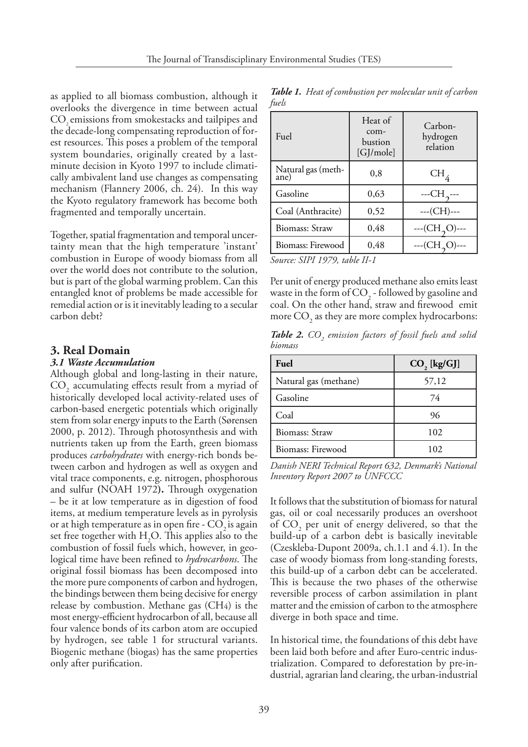as applied to all biomass combustion, although it overlooks the divergence in time between actual $CO_2$ emissions from smokestacks and tailpipes and the decade-long compensating reproduction of forest resources. This poses a problem of the temporal system boundaries, originally created by a last-minute decision in Kyoto 1997 to include climatically ambivalent land use changes as compensating mechanism (Flannery 2006, ch. 24). In this way the Kyoto regulatory framework has become both fragmented and temporally uncertain.

Together, spatial fragmentation and temporal uncertainty mean that the high temperature 'instant' combustion in Europe of woody biomass from all over the world does not contribute to the solution, but is part of the global warming problem. Can this entangled knot of problems be made accessible for remedial action or is it inevitably leading to a secular carbon debt?

## 3. Real Domain

### *3.1 Waste Accumulation*

Although global and long-lasting in their nature, $CO_2$ accumulating effects result from a myriad of historically developed local activity-related uses of carbon-based energetic potentials which originally stem from solar energy inputs to the Earth (Sørensen 2000, p. 2012). Through photosynthesis and with nutrients taken up from the Earth, green biomass produces *carbohydrates* with energy-rich bonds between carbon and hydrogen as well as oxygen and vital trace components, e.g. nitrogen, phosphorous and sulfur **(**NOAH 1972**).** Through oxygenation – be it at low temperature as in digestion of food items, at medium temperature levels as in pyrolysis or at high temperature as in open fire - $CO_2$ is again set free together with $H_2O$. This applies also to the combustion of fossil fuels which, however, in geological time have been refined to *hydrocarbons*. The original fossil biomass has been decomposed into the more pure components of carbon and hydrogen, the bindings between them being decisive for energy release by combustion. Methane gas (CH4) is the most energy-efficient hydrocarbon of all, because all four valence bonds of its carbon atom are occupied by hydrogen, see table 1 for structural variants. Biogenic methane (biogas) has the same properties only after purification.

***Table 1.*** *Heat of combustion per molecular unit of carbon fuels*

| Fuel | Heat of combustion [GJ/mole] | Carbon-hydrogen relation |
|---|---|---|
| Natural gas (methane) | 0,8 | $CH_4$ |
| Gasoline | 0,63 | ---$CH_2$--- |
| Coal (Anthracite) | 0,52 | ---(CH)--- |
| Biomass: Straw | 0,48 | ---($CH_2O$)--- |
| Biomass: Firewood | 0,48 | ---($CH_2O$)--- |

*Source: SIPI 1979, table II-1*

Per unit of energy produced methane also emits least waste in the form of $CO_2$ - followed by gasoline and coal. On the other hand, straw and firewood emit more $CO_2$ as they are more complex hydrocarbons:

***Table 2.*** *$CO_2$ emission factors of fossil fuels and solid biomass*

| **Fuel** | **$CO_2$ [kg/GJ]** |
|---|---|
| Natural gas (methane) | 57,12 |
| Gasoline | 74 |
| Coal | 96 |
| Biomass: Straw | 102 |
| Biomass: Firewood | 102 |

*Danish NERI Technical Report 632, Denmark's National Inventory Report 2007 to UNFCCC*

It follows that the substitution of biomass for natural gas, oil or coal necessarily produces an overshoot of $CO_2$ per unit of energy delivered, so that the build-up of a carbon debt is basically inevitable (Czeskleba-Dupont 2009a, ch.1.1 and 4.1). In the case of woody biomass from long-standing forests, this build-up of a carbon debt can be accelerated. This is because the two phases of the otherwise reversible process of carbon assimilation in plant matter and the emission of carbon to the atmosphere diverge in both space and time.

In historical time, the foundations of this debt have been laid both before and after Euro-centric industrialization. Compared to deforestation by pre-industrial, agrarian land clearing, the urban-industrial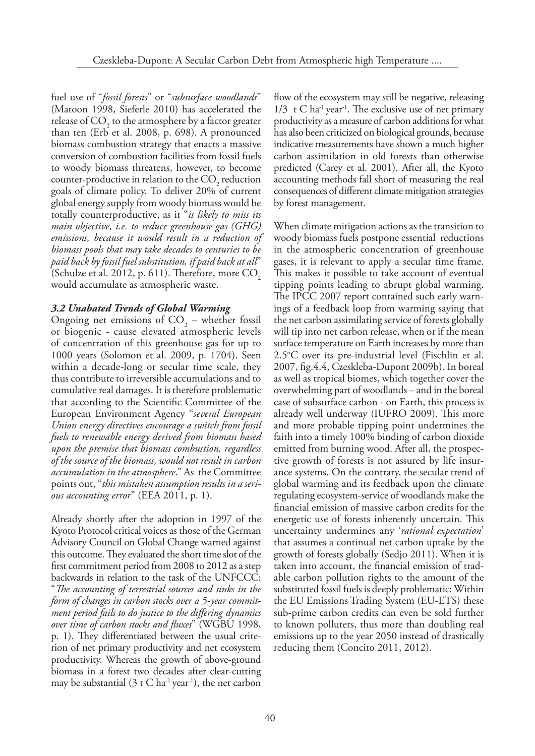fuel use of "*fossil forests*" or "*subsurface woodlands*" (Matoon 1998, Sieferle 2010) has accelerated the release of $CO_2$ to the atmosphere by a factor greater than ten (Erb et al. 2008, p. 698). A pronounced biomass combustion strategy that enacts a massive conversion of combustion facilities from fossil fuels to woody biomass threatens, however, to become counter-productive in relation to the $CO_2$ reduction goals of climate policy. To deliver 20% of current global energy supply from woody biomass would be totally counterproductive, as it "*is likely to miss its main objective, i.e. to reduce greenhouse gas (GHG) emissions, because it would result in a reduction of biomass pools that may take decades to centuries to be paid back by fossil fuel substitution, if paid back at all*" (Schulze et al. 2012, p. 611). Therefore, more $CO_2$ would accumulate as atmospheric waste.

### *3.2 Unabated Trends of Global Warming*

Ongoing net emissions of $CO_2$ – whether fossil or biogenic - cause elevated atmospheric levels of concentration of this greenhouse gas for up to 1000 years (Solomon et al. 2009, p. 1704). Seen within a decade-long or secular time scale, they thus contribute to irreversible accumulations and to cumulative real damages. It is therefore problematic that according to the Scientific Committee of the European Environment Agency "*several European Union energy directives encourage a switch from fossil fuels to renewable energy derived from biomass based upon the premise that biomass combustion, regardless of the source of the biomass, would not result in carbon accumulation in the atmosphere*." As the Committee points out, "*this mistaken assumption results in a serious accounting error*" (EEA 2011, p. 1).

Already shortly after the adoption in 1997 of the Kyoto Protocol critical voices as those of the German Advisory Council on Global Change warned against this outcome. They evaluated the short time slot of the first commitment period from 2008 to 2012 as a step backwards in relation to the task of the UNFCCC: "*The accounting of terrestrial sources and sinks in the form of changes in carbon stocks over a 5-year commitment period fails to do justice to the differing dynamics over time of carbon stocks and fluxes*" (WGBU 1998, p. 1). They differentiated between the usual criterion of net primary productivity and net ecosystem productivity. Whereas the growth of above-ground biomass in a forest two decades after clear-cutting may be substantial ($3\ t\ C\ ha^{-1}\ year^{-1}$), the net carbon flow of the ecosystem may still be negative, releasing $1/3\ \ t\ C\ ha^{-1}\ year^{-1}$. The exclusive use of net primary productivity as a measure of carbon additions for what has also been criticized on biological grounds, because indicative measurements have shown a much higher carbon assimilation in old forests than otherwise predicted (Carey et al. 2001). After all, the Kyoto accounting methods fall short of measuring the real consequences of different climate mitigation strategies by forest management.

When climate mitigation actions as the transition to woody biomass fuels postpone essential reductions in the atmospheric concentration of greenhouse gases, it is relevant to apply a secular time frame. This makes it possible to take account of eventual tipping points leading to abrupt global warming. The IPCC 2007 report contained such early warnings of a feedback loop from warming saying that the net carbon assimilating service of forests globally will tip into net carbon release, when or if the mean surface temperature on Earth increases by more than 2.5°C over its pre-industrial level (Fischlin et al. 2007, fig.4.4, Czeskleba-Dupont 2009b). In boreal as well as tropical biomes, which together cover the overwhelming part of woodlands – and in the boreal case of subsurface carbon - on Earth, this process is already well underway (IUFRO 2009). This more and more probable tipping point undermines the faith into a timely 100% binding of carbon dioxide emitted from burning wood. After all, the prospective growth of forests is not assured by life insurance systems. On the contrary, the secular trend of global warming and its feedback upon the climate regulating ecosystem-service of woodlands make the financial emission of massive carbon credits for the energetic use of forests inherently uncertain. This uncertainty undermines any '*rational expectation*' that assumes a continual net carbon uptake by the growth of forests globally (Sedjo 2011). When it is taken into account, the financial emission of tradable carbon pollution rights to the amount of the substituted fossil fuels is deeply problematic: Within the EU Emissions Trading System (EU-ETS) these sub-prime carbon credits can even be sold further to known polluters, thus more than doubling real emissions up to the year 2050 instead of drastically reducing them (Concito 2011, 2012).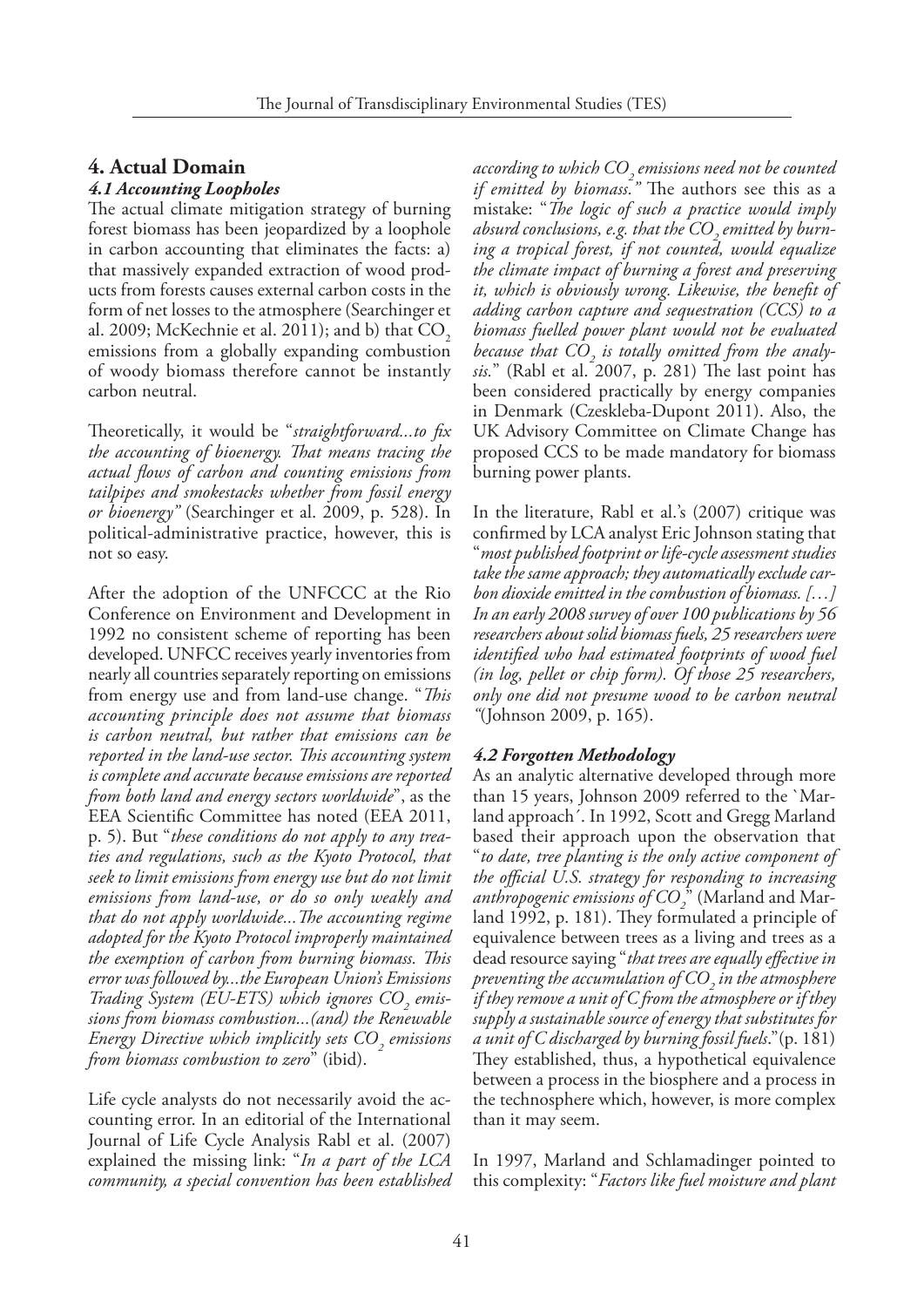## 4. Actual Domain

### *4.1 Accounting Loopholes*

The actual climate mitigation strategy of burning forest biomass has been jeopardized by a loophole in carbon accounting that eliminates the facts: a) that massively expanded extraction of wood products from forests causes external carbon costs in the form of net losses to the atmosphere (Searchinger et al. 2009; McKechnie et al. 2011); and b) that $CO_2$ emissions from a globally expanding combustion of woody biomass therefore cannot be instantly carbon neutral.

Theoretically, it would be "*straightforward...to fix the accounting of bioenergy. That means tracing the actual flows of carbon and counting emissions from tailpipes and smokestacks whether from fossil energy or bioenergy"* (Searchinger et al. 2009, p. 528). In political-administrative practice, however, this is not so easy.

After the adoption of the UNFCCC at the Rio Conference on Environment and Development in 1992 no consistent scheme of reporting has been developed. UNFCC receives yearly inventories from nearly all countries separately reporting on emissions from energy use and from land-use change. "*This accounting principle does not assume that biomass is carbon neutral, but rather that emissions can be reported in the land-use sector. This accounting system is complete and accurate because emissions are reported from both land and energy sectors worldwide*", as the EEA Scientific Committee has noted (EEA 2011, p. 5). But "*these conditions do not apply to any treaties and regulations, such as the Kyoto Protocol, that seek to limit emissions from energy use but do not limit emissions from land-use, or do so only weakly and that do not apply worldwide...The accounting regime adopted for the Kyoto Protocol improperly maintained the exemption of carbon from burning biomass. This error was followed by...the European Union's Emissions Trading System (EU-ETS) which ignores $CO_2$ emissions from biomass combustion...(and) the Renewable Energy Directive which implicitly sets $CO_2$ emissions from biomass combustion to zero*" (ibid).

Life cycle analysts do not necessarily avoid the accounting error. In an editorial of the International Journal of Life Cycle Analysis Rabl et al. (2007) explained the missing link: "*In a part of the LCA community, a special convention has been established according to which $CO_2$ emissions need not be counted if emitted by biomass."* The authors see this as a mistake: "*The logic of such a practice would imply absurd conclusions, e.g. that the $CO_2$ emitted by burning a tropical forest, if not counted, would equalize the climate impact of burning a forest and preserving it, which is obviously wrong. Likewise, the benefit of adding carbon capture and sequestration (CCS) to a biomass fuelled power plant would not be evaluated because that $CO_2$ is totally omitted from the analysis.*" (Rabl et al. 2007, p. 281) The last point has been considered practically by energy companies in Denmark (Czeskleba-Dupont 2011). Also, the UK Advisory Committee on Climate Change has proposed CCS to be made mandatory for biomass burning power plants.

In the literature, Rabl et al.'s (2007) critique was confirmed by LCA analyst Eric Johnson stating that "*most published footprint or life-cycle assessment studies take the same approach; they automatically exclude carbon dioxide emitted in the combustion of biomass. […] In an early 2008 survey of over 100 publications by 56 researchers about solid biomass fuels, 25 researchers were identified who had estimated footprints of wood fuel (in log, pellet or chip form). Of those 25 researchers, only one did not presume wood to be carbon neutral "*(Johnson 2009, p. 165).

### *4.2 Forgotten Methodology*

As an analytic alternative developed through more than 15 years, Johnson 2009 referred to the `Marland approach´. In 1992, Scott and Gregg Marland based their approach upon the observation that "*to date, tree planting is the only active component of the official U.S. strategy for responding to increasing anthropogenic emissions of $CO_2$*" (Marland and Marland 1992, p. 181). They formulated a principle of equivalence between trees as a living and trees as a dead resource saying "*that trees are equally effective in preventing the accumulation of $CO_2$ in the atmosphere if they remove a unit of C from the atmosphere or if they supply a sustainable source of energy that substitutes for a unit of C discharged by burning fossil fuels*."(p. 181) They established, thus, a hypothetical equivalence between a process in the biosphere and a process in the technosphere which, however, is more complex than it may seem.

In 1997, Marland and Schlamadinger pointed to this complexity: "*Factors like fuel moisture and plant*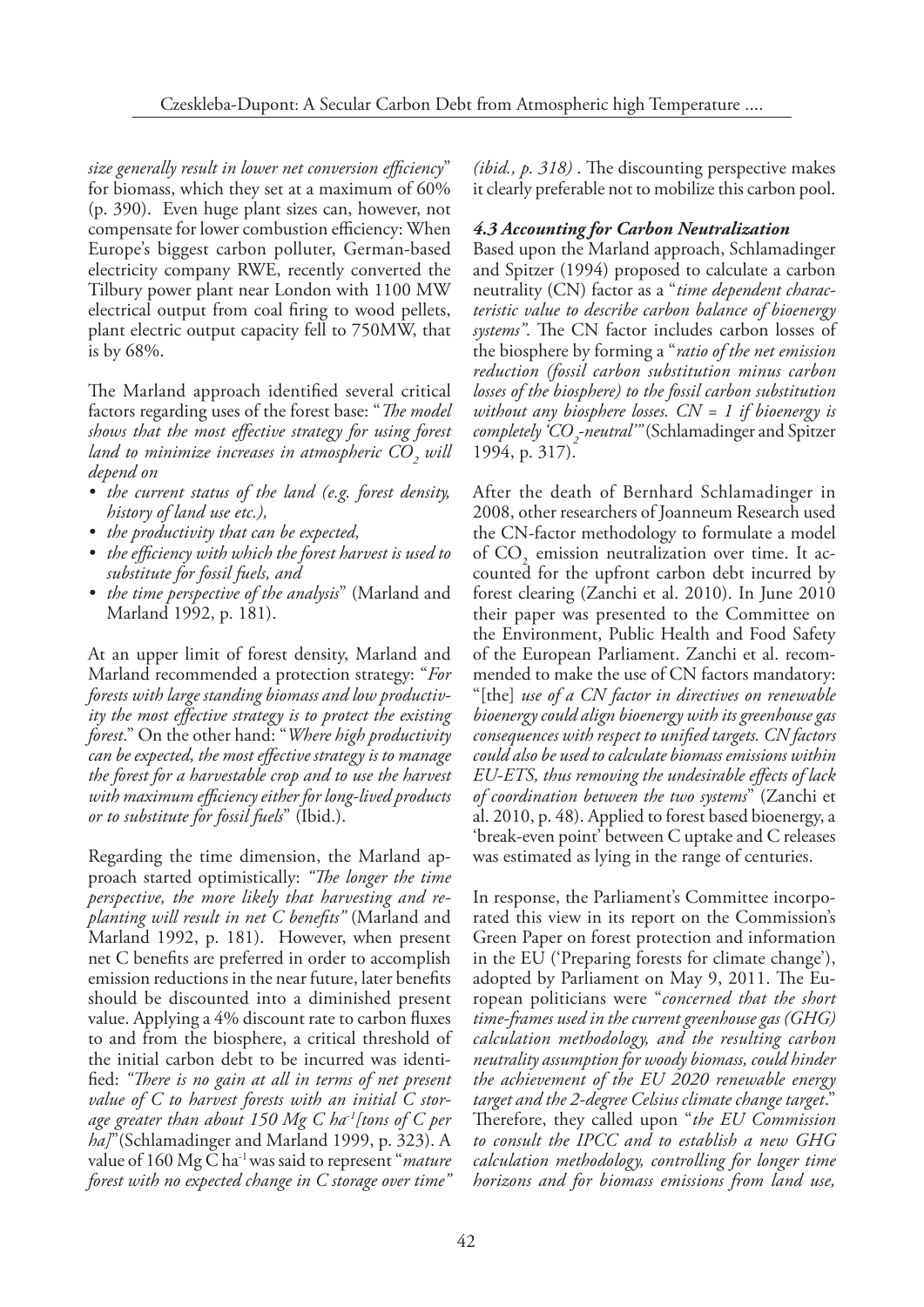*size generally result in lower net conversion efficiency*" for biomass, which they set at a maximum of 60% (p. 390). Even huge plant sizes can, however, not compensate for lower combustion efficiency: When Europe's biggest carbon polluter, German-based electricity company RWE, recently converted the Tilbury power plant near London with 1100 MW electrical output from coal firing to wood pellets, plant electric output capacity fell to 750MW, that is by 68%.

The Marland approach identified several critical factors regarding uses of the forest base: "*The model shows that the most effective strategy for using forest land to minimize increases in atmospheric $CO_2$ will depend on*

- *the current status of the land (e.g. forest density, history of land use etc.),*
- *the productivity that can be expected,*
- *the efficiency with which the forest harvest is used to substitute for fossil fuels, and*
- *the time perspective of the analysis*" (Marland and Marland 1992, p. 181).

At an upper limit of forest density, Marland and Marland recommended a protection strategy: "*For forests with large standing biomass and low productivity the most effective strategy is to protect the existing forest*." On the other hand: "*Where high productivity can be expected, the most effective strategy is to manage the forest for a harvestable crop and to use the harvest with maximum efficiency either for long-lived products or to substitute for fossil fuels*" (Ibid.).

Regarding the time dimension, the Marland approach started optimistically: *"The longer the time perspective, the more likely that harvesting and replanting will result in net C benefits"* (Marland and Marland 1992, p. 181). However, when present net C benefits are preferred in order to accomplish emission reductions in the near future, later benefits should be discounted into a diminished present value. Applying a 4% discount rate to carbon fluxes to and from the biosphere, a critical threshold of the initial carbon debt to be incurred was identified: *"There is no gain at all in terms of net present value of C to harvest forests with an initial C storage greater than about 150 Mg C $ha^{-1}$[tons of C per ha]"* (Schlamadinger and Marland 1999, p. 323). A value of 160 Mg C $ha^{-1}$ was said to represent "*mature forest with no expected change in C storage over time" (ibid., p. 318)* . The discounting perspective makes it clearly preferable not to mobilize this carbon pool.

### *4.3 Accounting for Carbon Neutralization*

Based upon the Marland approach, Schlamadinger and Spitzer (1994) proposed to calculate a carbon neutrality (CN) factor as a "*time dependent characteristic value to describe carbon balance of bioenergy systems"*. The CN factor includes carbon losses of the biosphere by forming a "*ratio of the net emission reduction (fossil carbon substitution minus carbon losses of the biosphere) to the fossil carbon substitution without any biosphere losses. CN = 1 if bioenergy is completely '$CO_2$-neutral'"* (Schlamadinger and Spitzer 1994, p. 317).

After the death of Bernhard Schlamadinger in 2008, other researchers of Joanneum Research used the CN-factor methodology to formulate a model of $CO_2$ emission neutralization over time. It accounted for the upfront carbon debt incurred by forest clearing (Zanchi et al. 2010). In June 2010 their paper was presented to the Committee on the Environment, Public Health and Food Safety of the European Parliament. Zanchi et al. recommended to make the use of CN factors mandatory: "[the] *use of a CN factor in directives on renewable bioenergy could align bioenergy with its greenhouse gas consequences with respect to unified targets. CN factors could also be used to calculate biomass emissions within EU-ETS, thus removing the undesirable effects of lack of coordination between the two systems*" (Zanchi et al. 2010, p. 48). Applied to forest based bioenergy, a 'break-even point' between C uptake and C releases was estimated as lying in the range of centuries.

In response, the Parliament's Committee incorporated this view in its report on the Commission's Green Paper on forest protection and information in the EU ('Preparing forests for climate change'), adopted by Parliament on May 9, 2011. The European politicians were "*concerned that the short time-frames used in the current greenhouse gas (GHG) calculation methodology, and the resulting carbon neutrality assumption for woody biomass, could hinder the achievement of the EU 2020 renewable energy target and the 2-degree Celsius climate change target*." Therefore, they called upon "*the EU Commission to consult the IPCC and to establish a new GHG calculation methodology, controlling for longer time horizons and for biomass emissions from land use,*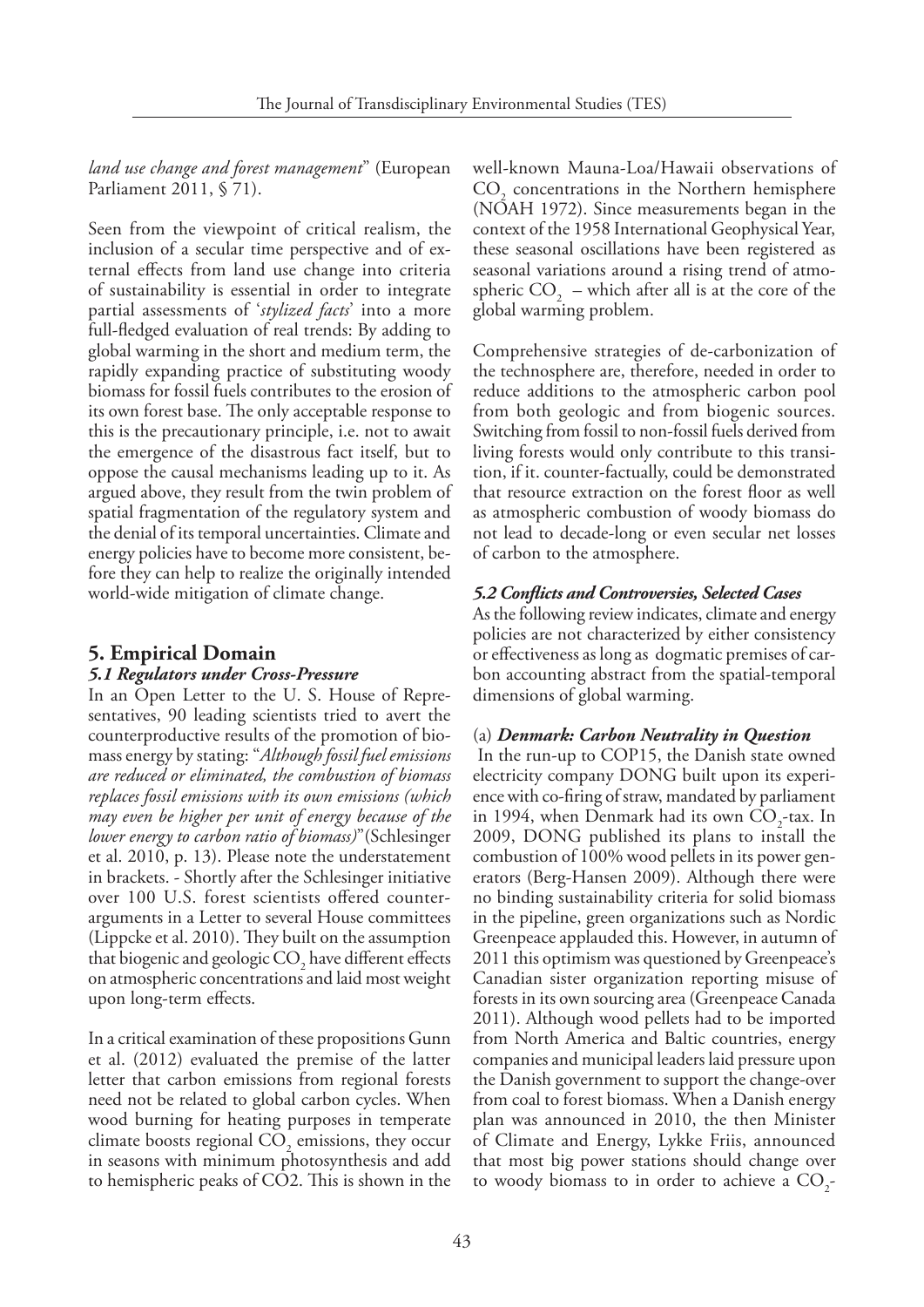*land use change and forest management*" (European Parliament 2011, § 71).

Seen from the viewpoint of critical realism, the inclusion of a secular time perspective and of external effects from land use change into criteria of sustainability is essential in order to integrate partial assessments of '*stylized facts*' into a more full-fledged evaluation of real trends: By adding to global warming in the short and medium term, the rapidly expanding practice of substituting woody biomass for fossil fuels contributes to the erosion of its own forest base. The only acceptable response to this is the precautionary principle, i.e. not to await the emergence of the disastrous fact itself, but to oppose the causal mechanisms leading up to it. As argued above, they result from the twin problem of spatial fragmentation of the regulatory system and the denial of its temporal uncertainties. Climate and energy policies have to become more consistent, before they can help to realize the originally intended world-wide mitigation of climate change.

## 5. Empirical Domain

### *5.1 Regulators under Cross-Pressure*

In an Open Letter to the U. S. House of Representatives, 90 leading scientists tried to avert the counterproductive results of the promotion of biomass energy by stating: "*Although fossil fuel emissions are reduced or eliminated, the combustion of biomass replaces fossil emissions with its own emissions (which may even be higher per unit of energy because of the lower energy to carbon ratio of biomass)*" (Schlesinger et al. 2010, p. 13). Please note the understatement in brackets. - Shortly after the Schlesinger initiative over 100 U.S. forest scientists offered counter-arguments in a Letter to several House committees (Lippcke et al. 2010). They built on the assumption that biogenic and geologic $CO_2$ have different effects on atmospheric concentrations and laid most weight upon long-term effects.

In a critical examination of these propositions Gunn et al. (2012) evaluated the premise of the latter letter that carbon emissions from regional forests need not be related to global carbon cycles. When wood burning for heating purposes in temperate climate boosts regional $CO_2$ emissions, they occur in seasons with minimum photosynthesis and add to hemispheric peaks of CO2. This is shown in the well-known Mauna-Loa/Hawaii observations of $CO_2$ concentrations in the Northern hemisphere (NOAH 1972). Since measurements began in the context of the 1958 International Geophysical Year, these seasonal oscillations have been registered as seasonal variations around a rising trend of atmospheric $CO_2$ – which after all is at the core of the global warming problem.

Comprehensive strategies of de-carbonization of the technosphere are, therefore, needed in order to reduce additions to the atmospheric carbon pool from both geologic and from biogenic sources. Switching from fossil to non-fossil fuels derived from living forests would only contribute to this transition, if it. counter-factually, could be demonstrated that resource extraction on the forest floor as well as atmospheric combustion of woody biomass do not lead to decade-long or even secular net losses of carbon to the atmosphere.

### *5.2 Conflicts and Controversies, Selected Cases*

As the following review indicates, climate and energy policies are not characterized by either consistency or effectiveness as long as dogmatic premises of carbon accounting abstract from the spatial-temporal dimensions of global warming.

#### (a) ***Denmark: Carbon Neutrality in Question***

In the run-up to COP15, the Danish state owned electricity company DONG built upon its experience with co-firing of straw, mandated by parliament in 1994, when Denmark had its own $CO_2$-tax. In 2009, DONG published its plans to install the combustion of 100% wood pellets in its power generators (Berg-Hansen 2009). Although there were no binding sustainability criteria for solid biomass in the pipeline, green organizations such as Nordic Greenpeace applauded this. However, in autumn of 2011 this optimism was questioned by Greenpeace's Canadian sister organization reporting misuse of forests in its own sourcing area (Greenpeace Canada 2011). Although wood pellets had to be imported from North America and Baltic countries, energy companies and municipal leaders laid pressure upon the Danish government to support the change-over from coal to forest biomass. When a Danish energy plan was announced in 2010, the then Minister of Climate and Energy, Lykke Friis, announced that most big power stations should change over to woody biomass to in order to achieve a $CO_2$-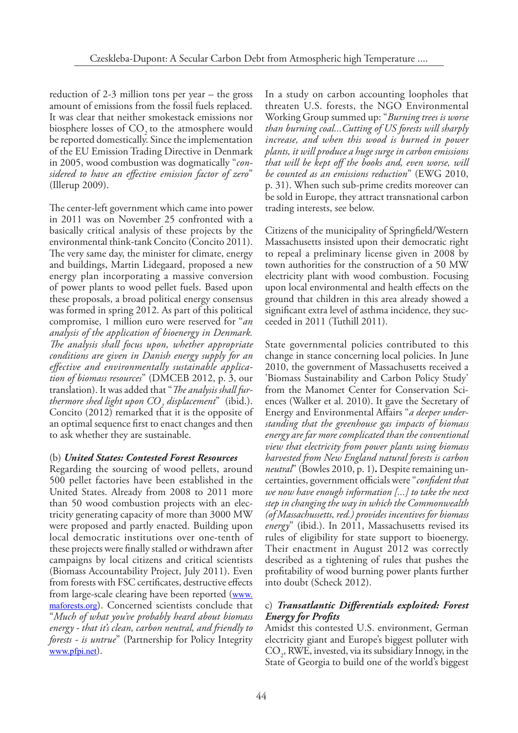reduction of 2-3 million tons per year – the gross amount of emissions from the fossil fuels replaced. It was clear that neither smokestack emissions nor biosphere losses of $CO_2$ to the atmosphere would be reported domestically. Since the implementation of the EU Emission Trading Directive in Denmark in 2005, wood combustion was dogmatically "*considered to have an effective emission factor of zero*" (Illerup 2009).

The center-left government which came into power in 2011 was on November 25 confronted with a basically critical analysis of these projects by the environmental think-tank Concito (Concito 2011). The very same day, the minister for climate, energy and buildings, Martin Lidegaard, proposed a new energy plan incorporating a massive conversion of power plants to wood pellet fuels. Based upon these proposals, a broad political energy consensus was formed in spring 2012. As part of this political compromise, 1 million euro were reserved for "*an analysis of the application of bioenergy in Denmark. The analysis shall focus upon, whether appropriate conditions are given in Danish energy supply for an effective and environmentally sustainable application of biomass resources*" (DMCEB 2012, p. 3, our translation). It was added that "*The analysis shall furthermore shed light upon $CO_2$ displacement*" (ibid.). Concito (2012) remarked that it is the opposite of an optimal sequence first to enact changes and then to ask whether they are sustainable.

### (b) *United States: Contested Forest Resources*

Regarding the sourcing of wood pellets, around 500 pellet factories have been established in the United States. Already from 2008 to 2011 more than 50 wood combustion projects with an electricity generating capacity of more than 3000 MW were proposed and partly enacted. Building upon local democratic institutions over one-tenth of these projects were finally stalled or withdrawn after campaigns by local citizens and critical scientists (Biomass Accountability Project, July 2011). Even from forests with FSC certificates, destructive effects from large-scale clearing have been reported (www.maforests.org). Concerned scientists conclude that "*Much of what you've probably heard about biomass energy - that it's clean, carbon neutral, and friendly to forests - is untrue*" (Partnership for Policy Integrity www.pfpi.net).

In a study on carbon accounting loopholes that threaten U.S. forests, the NGO Environmental Working Group summed up: "*Burning trees is worse than burning coal...Cutting of US forests will sharply increase, and when this wood is burned in power plants, it will produce a huge surge in carbon emissions that will be kept off the books and, even worse, will be counted as an emissions reduction*" (EWG 2010, p. 31). When such sub-prime credits moreover can be sold in Europe, they attract transnational carbon trading interests, see below.

Citizens of the municipality of Springfield/Western Massachusetts insisted upon their democratic right to repeal a preliminary license given in 2008 by town authorities for the construction of a 50 MW electricity plant with wood combustion. Focusing upon local environmental and health effects on the ground that children in this area already showed a significant extra level of asthma incidence, they succeeded in 2011 (Tuthill 2011).

State governmental policies contributed to this change in stance concerning local policies. In June 2010, the government of Massachusetts received a 'Biomass Sustainability and Carbon Policy Study' from the Manomet Center for Conservation Sciences (Walker et al. 2010). It gave the Secretary of Energy and Environmental Affairs "*a deeper understanding that the greenhouse gas impacts of biomass energy are far more complicated than the conventional view that electricity from power plants using biomass harvested from New England natural forests is carbon neutral*" (Bowles 2010, p. 1)**.** Despite remaining uncertainties, government officials were "*confident that we now have enough information [...] to take the next step in changing the way in which the Commonwealth (of Massachussetts, red.) provides incentives for biomass energy*" (ibid.). In 2011, Massachusetts revised its rules of eligibility for state support to bioenergy. Their enactment in August 2012 was correctly described as a tightening of rules that pushes the profitability of wood burning power plants further into doubt (Scheck 2012).

### c) *Transatlantic Differentials exploited: Forest Energy for Profits*

Amidst this contested U.S. environment, German electricity giant and Europe's biggest polluter with $CO_2$, RWE, invested, via its subsidiary Innogy, in the State of Georgia to build one of the world's biggest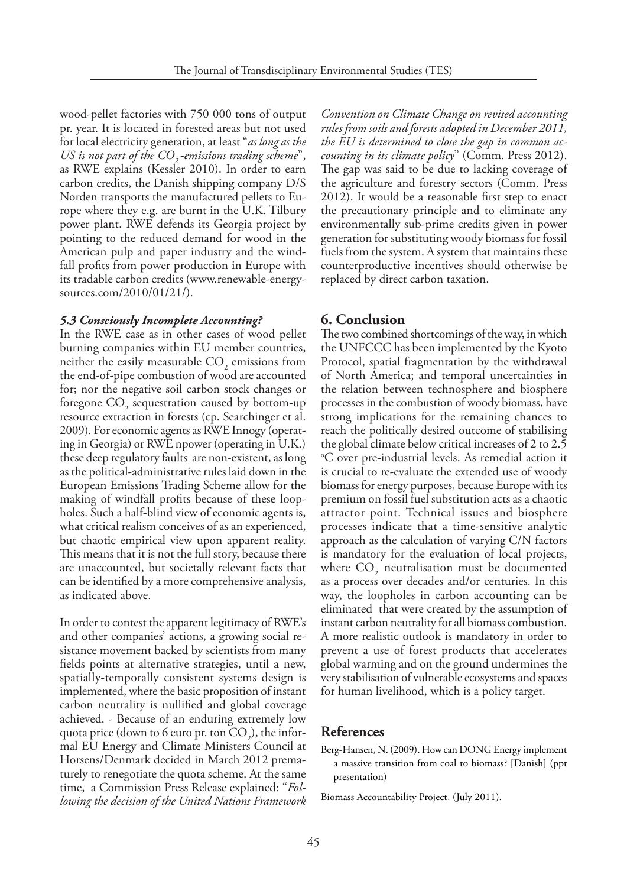wood-pellet factories with 750 000 tons of output pr. year. It is located in forested areas but not used for local electricity generation, at least "*as long as the US is not part of the $CO_2$-emissions trading scheme*", as RWE explains (Kessler 2010). In order to earn carbon credits, the Danish shipping company D/S Norden transports the manufactured pellets to Europe where they e.g. are burnt in the U.K. Tilbury power plant. RWE defends its Georgia project by pointing to the reduced demand for wood in the American pulp and paper industry and the windfall profits from power production in Europe with its tradable carbon credits (www.renewable-energysources.com/2010/01/21/).

### *5.3 Consciously Incomplete Accounting?*

In the RWE case as in other cases of wood pellet burning companies within EU member countries, neither the easily measurable $CO_2$ emissions from the end-of-pipe combustion of wood are accounted for; nor the negative soil carbon stock changes or foregone $CO_2$ sequestration caused by bottom-up resource extraction in forests (cp. Searchinger et al. 2009). For economic agents as RWE Innogy (operating in Georgia) or RWE npower (operating in U.K.) these deep regulatory faults are non-existent, as long as the political-administrative rules laid down in the European Emissions Trading Scheme allow for the making of windfall profits because of these loopholes. Such a half-blind view of economic agents is, what critical realism conceives of as an experienced, but chaotic empirical view upon apparent reality. This means that it is not the full story, because there are unaccounted, but societally relevant facts that can be identified by a more comprehensive analysis, as indicated above.

In order to contest the apparent legitimacy of RWE's and other companies' actions, a growing social resistance movement backed by scientists from many fields points at alternative strategies, until a new, spatially-temporally consistent systems design is implemented, where the basic proposition of instant carbon neutrality is nullified and global coverage achieved. - Because of an enduring extremely low quota price (down to 6 euro pr. ton $CO_2$), the informal EU Energy and Climate Ministers Council at Horsens/Denmark decided in March 2012 prematurely to renegotiate the quota scheme. At the same time, a Commission Press Release explained: "*Following the decision of the United Nations Framework Convention on Climate Change on revised accounting rules from soils and forests adopted in December 2011, the EU is determined to close the gap in common accounting in its climate policy*" (Comm. Press 2012). The gap was said to be due to lacking coverage of the agriculture and forestry sectors (Comm. Press 2012). It would be a reasonable first step to enact the precautionary principle and to eliminate any environmentally sub-prime credits given in power generation for substituting woody biomass for fossil fuels from the system. A system that maintains these counterproductive incentives should otherwise be replaced by direct carbon taxation.

## 6. Conclusion

The two combined shortcomings of the way, in which the UNFCCC has been implemented by the Kyoto Protocol, spatial fragmentation by the withdrawal of North America; and temporal uncertainties in the relation between technosphere and biosphere processes in the combustion of woody biomass, have strong implications for the remaining chances to reach the politically desired outcome of stabilising the global climate below critical increases of 2 to 2.5 $^{o}$C over pre-industrial levels. As remedial action it is crucial to re-evaluate the extended use of woody biomass for energy purposes, because Europe with its premium on fossil fuel substitution acts as a chaotic attractor point. Technical issues and biosphere processes indicate that a time-sensitive analytic approach as the calculation of varying C/N factors is mandatory for the evaluation of local projects, where $CO_2$ neutralisation must be documented as a process over decades and/or centuries. In this way, the loopholes in carbon accounting can be eliminated that were created by the assumption of instant carbon neutrality for all biomass combustion. A more realistic outlook is mandatory in order to prevent a use of forest products that accelerates global warming and on the ground undermines the very stabilisation of vulnerable ecosystems and spaces for human livelihood, which is a policy target.

## References

Berg-Hansen, N. (2009). How can DONG Energy implement a massive transition from coal to biomass? [Danish] (ppt presentation)

Biomass Accountability Project, (July 2011).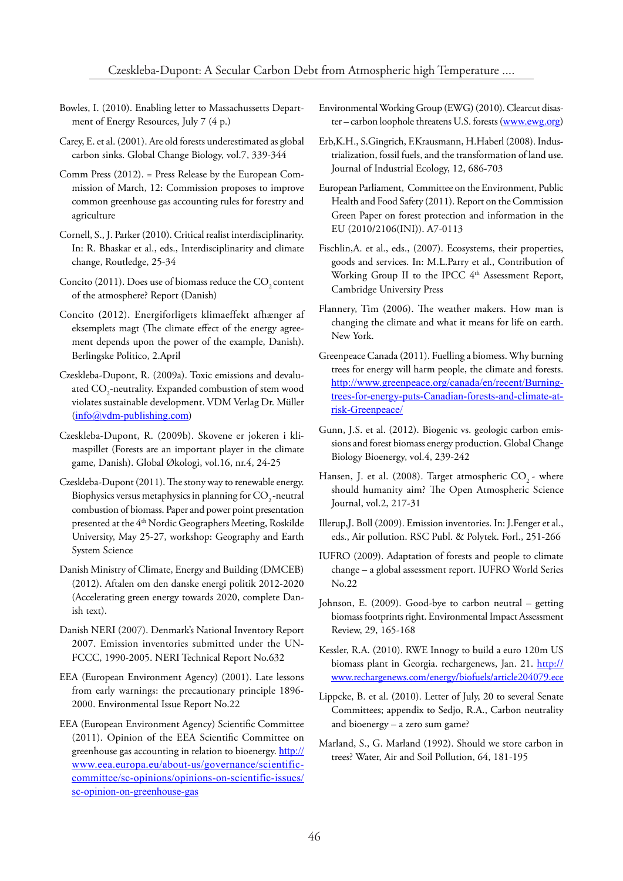Bowles, I. (2010). Enabling letter to Massachussetts Department of Energy Resources, July 7 (4 p.)

Carey, E. et al. (2001). Are old forests underestimated as global carbon sinks. Global Change Biology, vol.7, 339-344

Comm Press (2012). = Press Release by the European Commission of March, 12: Commission proposes to improve common greenhouse gas accounting rules for forestry and agriculture

Cornell, S., J. Parker (2010). Critical realist interdisciplinarity. In: R. Bhaskar et al., eds., Interdisciplinarity and climate change, Routledge, 25-34

Concito (2011). Does use of biomass reduce the $CO_2$ content of the atmosphere? Report (Danish)

Concito (2012). Energiforligets klimaeffekt afhænger af eksemplets magt (The climate effect of the energy agreement depends upon the power of the example, Danish). Berlingske Politico, 2.April

Czeskleba-Dupont, R. (2009a). Toxic emissions and devaluated $CO_2$-neutrality. Expanded combustion of stem wood violates sustainable development. VDM Verlag Dr. Müller (info@vdm-publishing.com)

Czeskleba-Dupont, R. (2009b). Skovene er jokeren i klimaspillet (Forests are an important player in the climate game, Danish). Global Økologi, vol.16, nr.4, 24-25

Czeskleba-Dupont (2011). The stony way to renewable energy. Biophysics versus metaphysics in planning for $CO_2$-neutral combustion of biomass. Paper and power point presentation presented at the 4th Nordic Geographers Meeting, Roskilde University, May 25-27, workshop: Geography and Earth System Science

Danish Ministry of Climate, Energy and Building (DMCEB) (2012). Aftalen om den danske energi politik 2012-2020 (Accelerating green energy towards 2020, complete Danish text).

Danish NERI (2007). Denmark's National Inventory Report 2007. Emission inventories submitted under the UNFCCC, 1990-2005. NERI Technical Report No.632

EEA (European Environment Agency) (2001). Late lessons from early warnings: the precautionary principle 1896-2000. Environmental Issue Report No.22

EEA (European Environment Agency) Scientific Committee (2011). Opinion of the EEA Scientific Committee on greenhouse gas accounting in relation to bioenergy. http://www.eea.europa.eu/about-us/governance/scientific-committee/sc-opinions/opinions-on-scientific-issues/sc-opinion-on-greenhouse-gas

Environmental Working Group (EWG) (2010). Clearcut disaster – carbon loophole threatens U.S. forests (www.ewg.org)

Erb,K.H., S.Gingrich, F.Krausmann, H.Haberl (2008). Industrialization, fossil fuels, and the transformation of land use. Journal of Industrial Ecology, 12, 686-703

European Parliament, Committee on the Environment, Public Health and Food Safety (2011). Report on the Commission Green Paper on forest protection and information in the EU (2010/2106(INI)). A7-0113

Fischlin,A. et al., eds., (2007). Ecosystems, their properties, goods and services. In: M.L.Parry et al., Contribution of Working Group II to the IPCC 4th Assessment Report, Cambridge University Press

Flannery, Tim (2006). The weather makers. How man is changing the climate and what it means for life on earth. New York.

Greenpeace Canada (2011). Fuelling a biomess. Why burning trees for energy will harm people, the climate and forests. http://www.greenpeace.org/canada/en/recent/Burning-trees-for-energy-puts-Canadian-forests-and-climate-at-risk-Greenpeace/

Gunn, J.S. et al. (2012). Biogenic vs. geologic carbon emissions and forest biomass energy production. Global Change Biology Bioenergy, vol.4, 239-242

Hansen, J. et al. (2008). Target atmospheric $CO_2$ - where should humanity aim? The Open Atmospheric Science Journal, vol.2, 217-31

Illerup,J. Boll (2009). Emission inventories. In: J.Fenger et al., eds., Air pollution. RSC Publ. & Polytek. Forl., 251-266

IUFRO (2009). Adaptation of forests and people to climate change – a global assessment report. IUFRO World Series No.22

Johnson, E. (2009). Good-bye to carbon neutral – getting biomass footprints right. Environmental Impact Assessment Review, 29, 165-168

Kessler, R.A. (2010). RWE Innogy to build a euro 120m US biomass plant in Georgia. rechargenews, Jan. 21. http://www.rechargenews.com/energy/biofuels/article204079.ece

Lippcke, B. et al. (2010). Letter of July, 20 to several Senate Committees; appendix to Sedjo, R.A., Carbon neutrality and bioenergy – a zero sum game?

Marland, S., G. Marland (1992). Should we store carbon in trees? Water, Air and Soil Pollution, 64, 181-195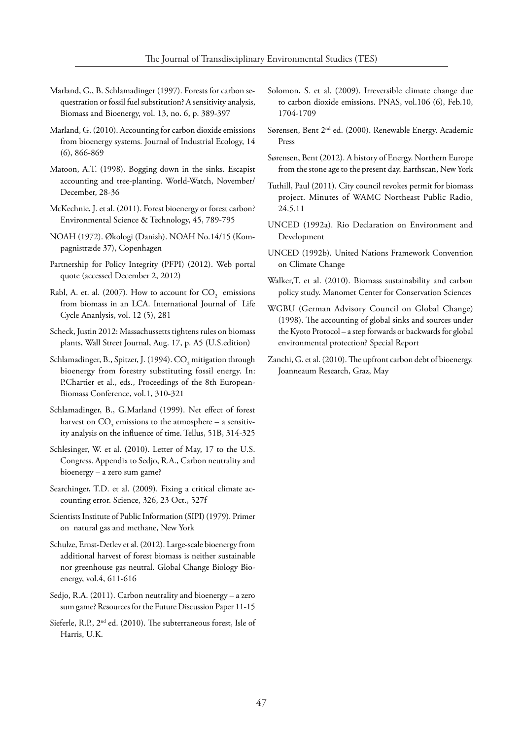Marland, G., B. Schlamadinger (1997). Forests for carbon sequestration or fossil fuel substitution? A sensitivity analysis, Biomass and Bioenergy, vol. 13, no. 6, p. 389-397

Marland, G. (2010). Accounting for carbon dioxide emissions from bioenergy systems. Journal of Industrial Ecology, 14 (6), 866-869

Matoon, A.T. (1998). Bogging down in the sinks. Escapist accounting and tree-planting. World-Watch, November/December, 28-36

McKechnie, J. et al. (2011). Forest bioenergy or forest carbon? Environmental Science & Technology, 45, 789-795

NOAH (1972). Økologi (Danish). NOAH No.14/15 (Kompagnistræde 37), Copenhagen

Partnership for Policy Integrity (PFPI) (2012). Web portal quote (accessed December 2, 2012)

Rabl, A. et. al. (2007). How to account for $CO_2$ emissions from biomass in an LCA. International Journal of Life Cycle Ananlysis, vol. 12 (5), 281

Scheck, Justin 2012: Massachussetts tightens rules on biomass plants, Wall Street Journal, Aug. 17, p. A5 (U.S.edition)

Schlamadinger, B., Spitzer, J. (1994). $CO_2$ mitigation through bioenergy from forestry substituting fossil energy. In: P.Chartier et al., eds., Proceedings of the 8th European-Biomass Conference, vol.1, 310-321

Schlamadinger, B., G.Marland (1999). Net effect of forest harvest on $CO_2$ emissions to the atmosphere – a sensitivity analysis on the influence of time. Tellus, 51B, 314-325

Schlesinger, W. et al. (2010). Letter of May, 17 to the U.S. Congress. Appendix to Sedjo, R.A., Carbon neutrality and bioenergy – a zero sum game?

Searchinger, T.D. et al. (2009). Fixing a critical climate accounting error. Science, 326, 23 Oct., 527f

Scientists Institute of Public Information (SIPI) (1979). Primer on natural gas and methane, New York

Schulze, Ernst-Detlev et al. (2012). Large-scale bioenergy from additional harvest of forest biomass is neither sustainable nor greenhouse gas neutral. Global Change Biology Bioenergy, vol.4, 611-616

Sedjo, R.A. (2011). Carbon neutrality and bioenergy – a zero sum game? Resources for the Future Discussion Paper 11-15

Sieferle, R.P., 2nd ed. (2010). The subterraneous forest, Isle of Harris, U.K.

Solomon, S. et al. (2009). Irreversible climate change due to carbon dioxide emissions. PNAS, vol.106 (6), Feb.10, 1704-1709

Sørensen, Bent 2nd ed. (2000). Renewable Energy. Academic Press

Sørensen, Bent (2012). A history of Energy. Northern Europe from the stone age to the present day. Earthscan, New York

Tuthill, Paul (2011). City council revokes permit for biomass project. Minutes of WAMC Northeast Public Radio, 24.5.11

UNCED (1992a). Rio Declaration on Environment and Development

UNCED (1992b). United Nations Framework Convention on Climate Change

Walker,T. et al. (2010). Biomass sustainability and carbon policy study. Manomet Center for Conservation Sciences

WGBU (German Advisory Council on Global Change) (1998). The accounting of global sinks and sources under the Kyoto Protocol – a step forwards or backwards for global environmental protection? Special Report

Zanchi, G. et al. (2010). The upfront carbon debt of bioenergy. Joanneaum Research, Graz, May